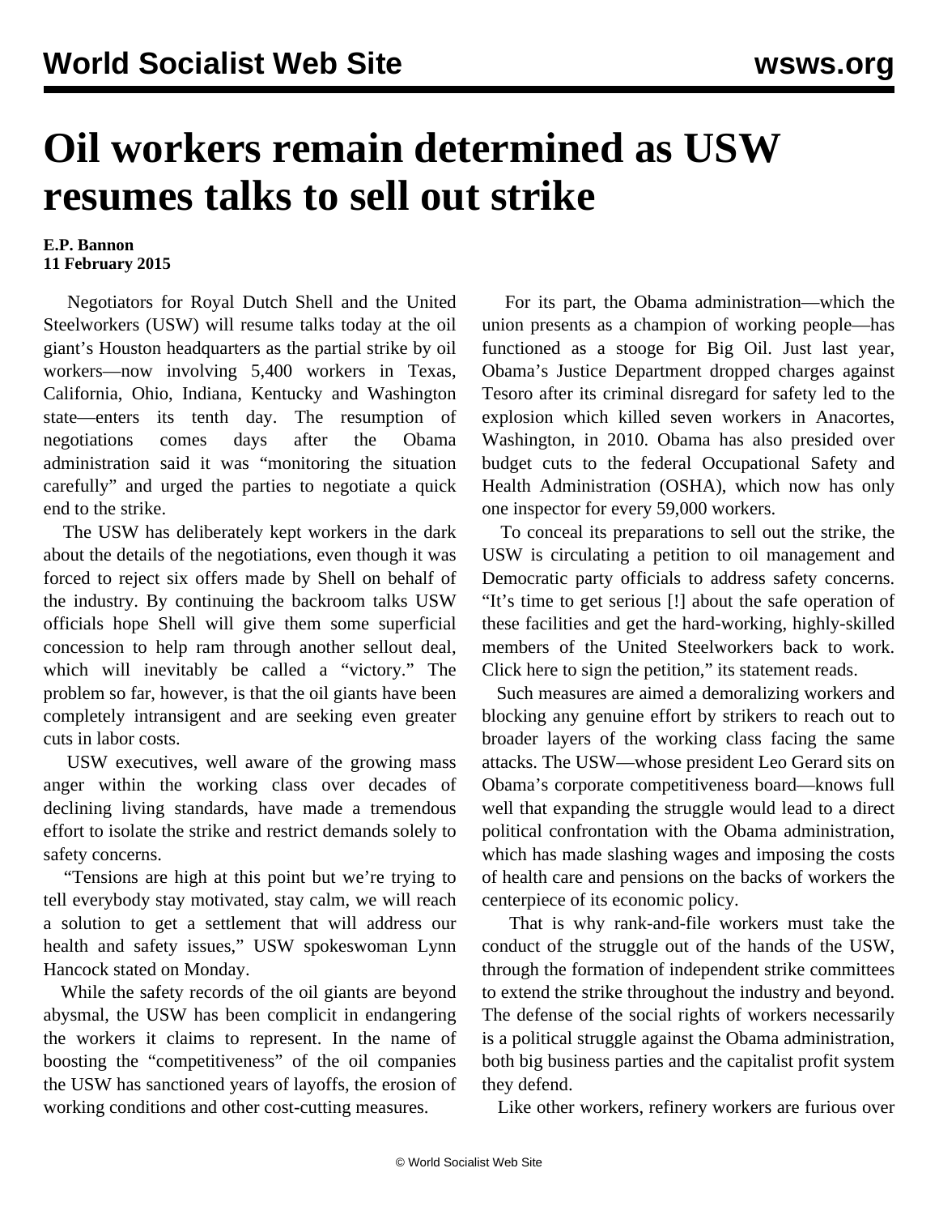# Oil workers remain determined as USW resumes talks to sell out strike

**E.P. Bannon**
**11 February 2015**

Negotiators for Royal Dutch Shell and the United Steelworkers (USW) will resume talks today at the oil giant's Houston headquarters as the partial strike by oil workers—now involving 5,400 workers in Texas, California, Ohio, Indiana, Kentucky and Washington state—enters its tenth day. The resumption of negotiations comes days after the Obama administration said it was "monitoring the situation carefully" and urged the parties to negotiate a quick end to the strike.

The USW has deliberately kept workers in the dark about the details of the negotiations, even though it was forced to reject six offers made by Shell on behalf of the industry. By continuing the backroom talks USW officials hope Shell will give them some superficial concession to help ram through another sellout deal, which will inevitably be called a "victory." The problem so far, however, is that the oil giants have been completely intransigent and are seeking even greater cuts in labor costs.

USW executives, well aware of the growing mass anger within the working class over decades of declining living standards, have made a tremendous effort to isolate the strike and restrict demands solely to safety concerns.

"Tensions are high at this point but we're trying to tell everybody stay motivated, stay calm, we will reach a solution to get a settlement that will address our health and safety issues," USW spokeswoman Lynn Hancock stated on Monday.

While the safety records of the oil giants are beyond abysmal, the USW has been complicit in endangering the workers it claims to represent. In the name of boosting the "competitiveness" of the oil companies the USW has sanctioned years of layoffs, the erosion of working conditions and other cost-cutting measures.

For its part, the Obama administration—which the union presents as a champion of working people—has functioned as a stooge for Big Oil. Just last year, Obama's Justice Department dropped charges against Tesoro after its criminal disregard for safety led to the explosion which killed seven workers in Anacortes, Washington, in 2010. Obama has also presided over budget cuts to the federal Occupational Safety and Health Administration (OSHA), which now has only one inspector for every 59,000 workers.

To conceal its preparations to sell out the strike, the USW is circulating a petition to oil management and Democratic party officials to address safety concerns. "It's time to get serious [!] about the safe operation of these facilities and get the hard-working, highly-skilled members of the United Steelworkers back to work. Click here to sign the petition," its statement reads.

Such measures are aimed a demoralizing workers and blocking any genuine effort by strikers to reach out to broader layers of the working class facing the same attacks. The USW—whose president Leo Gerard sits on Obama's corporate competitiveness board—knows full well that expanding the struggle would lead to a direct political confrontation with the Obama administration, which has made slashing wages and imposing the costs of health care and pensions on the backs of workers the centerpiece of its economic policy.

That is why rank-and-file workers must take the conduct of the struggle out of the hands of the USW, through the formation of independent strike committees to extend the strike throughout the industry and beyond. The defense of the social rights of workers necessarily is a political struggle against the Obama administration, both big business parties and the capitalist profit system they defend.

Like other workers, refinery workers are furious over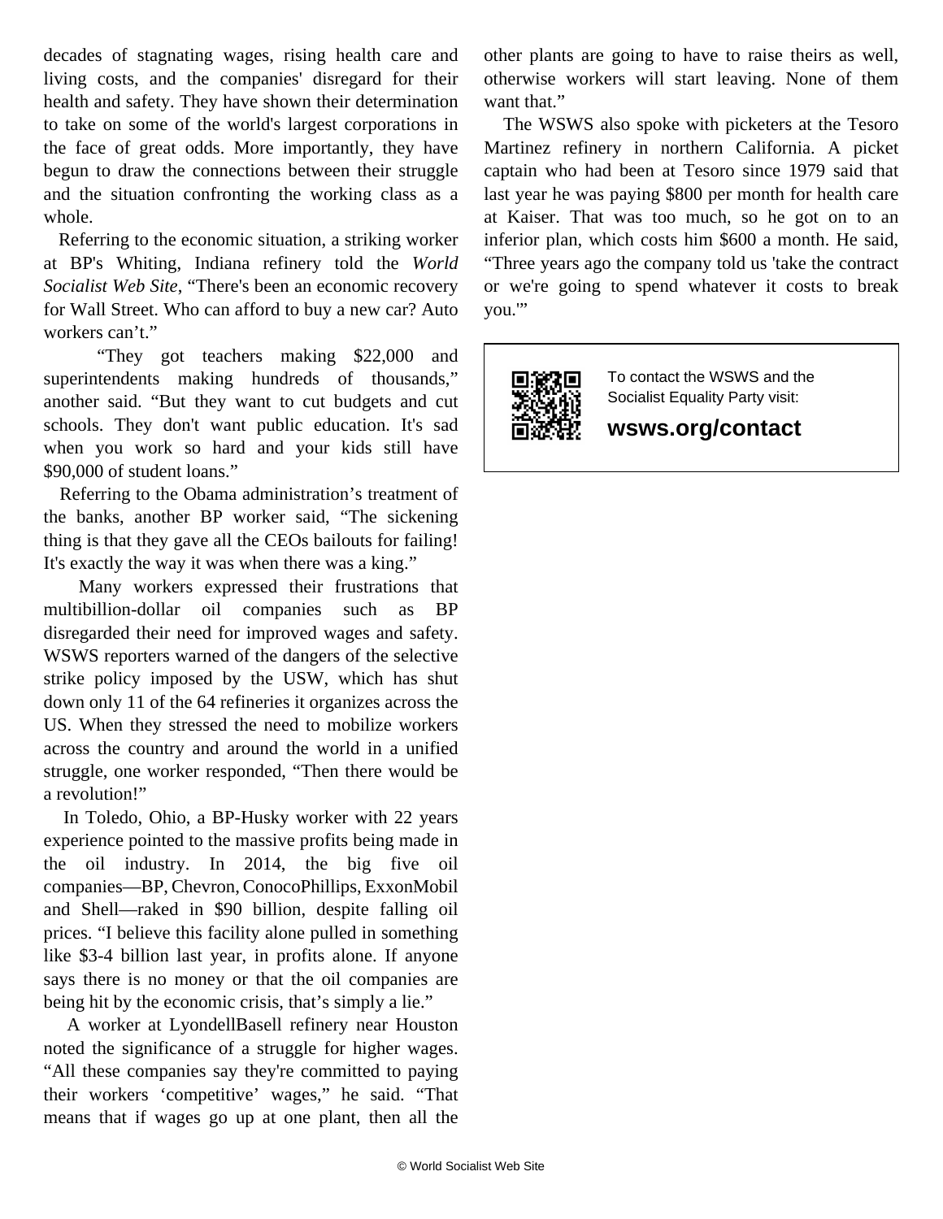decades of stagnating wages, rising health care and living costs, and the companies' disregard for their health and safety. They have shown their determination to take on some of the world's largest corporations in the face of great odds. More importantly, they have begun to draw the connections between their struggle and the situation confronting the working class as a whole.

Referring to the economic situation, a striking worker at BP's Whiting, Indiana refinery told the *World Socialist Web Site*, “There's been an economic recovery for Wall Street. Who can afford to buy a new car? Auto workers can’t.”

“They got teachers making $22,000 and superintendents making hundreds of thousands,” another said. “But they want to cut budgets and cut schools. They don't want public education. It's sad when you work so hard and your kids still have $90,000 of student loans.”

Referring to the Obama administration’s treatment of the banks, another BP worker said, “The sickening thing is that they gave all the CEOs bailouts for failing! It's exactly the way it was when there was a king.”

Many workers expressed their frustrations that multibillion-dollar oil companies such as BP disregarded their need for improved wages and safety. WSWS reporters warned of the dangers of the selective strike policy imposed by the USW, which has shut down only 11 of the 64 refineries it organizes across the US. When they stressed the need to mobilize workers across the country and around the world in a unified struggle, one worker responded, “Then there would be a revolution!”

In Toledo, Ohio, a BP-Husky worker with 22 years experience pointed to the massive profits being made in the oil industry. In 2014, the big five oil companies—BP, Chevron, ConocoPhillips, ExxonMobil and Shell—raked in $90 billion, despite falling oil prices. “I believe this facility alone pulled in something like $3-4 billion last year, in profits alone. If anyone says there is no money or that the oil companies are being hit by the economic crisis, that’s simply a lie.”

A worker at LyondellBasell refinery near Houston noted the significance of a struggle for higher wages. “All these companies say they're committed to paying their workers ‘competitive’ wages,” he said. “That means that if wages go up at one plant, then all the other plants are going to have to raise theirs as well, otherwise workers will start leaving. None of them want that.”

The WSWS also spoke with picketers at the Tesoro Martinez refinery in northern California. A picket captain who had been at Tesoro since 1979 said that last year he was paying $800 per month for health care at Kaiser. That was too much, so he got on to an inferior plan, which costs him $600 a month. He said, “Three years ago the company told us 'take the contract or we're going to spend whatever it costs to break you.'”

To contact the WSWS and the Socialist Equality Party visit:

**wsws.org/contact**